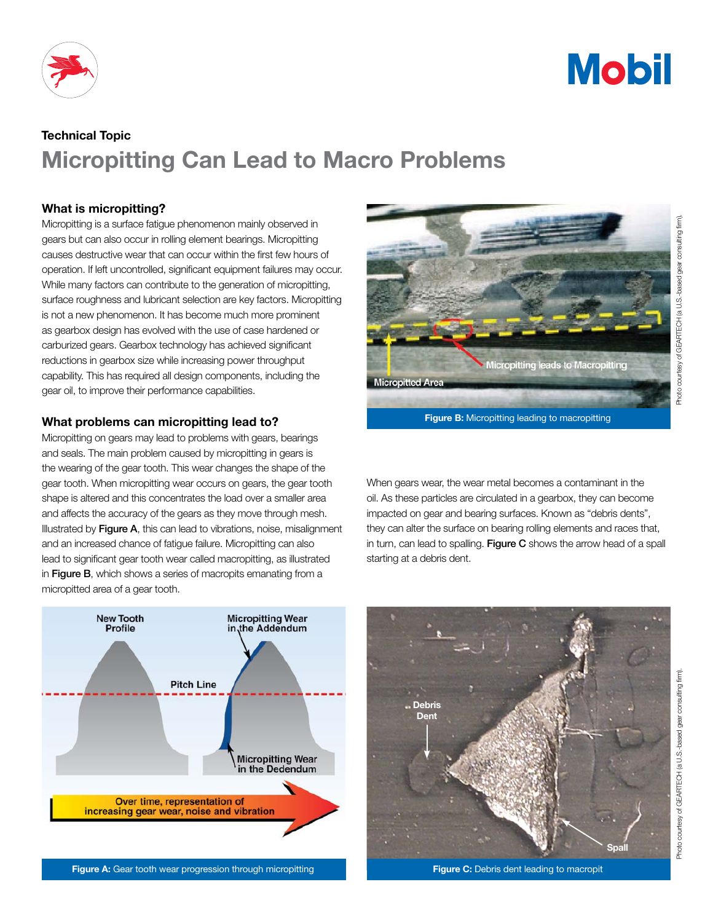Technical Topic

# Micropitting Can Lead to Macro Problems

## What is micropitting?

Micropitting is a surface fatigue phenomenon mainly observed in gears but can also occur in rolling element bearings. Micropitting causes destructive wear that can occur within the first few hours of operation. If left uncontrolled, significant equipment failures may occur. While many factors can contribute to the generation of micropitting, surface roughness and lubricant selection are key factors. Micropitting is not a new phenomenon. It has become much more prominent as gearbox design has evolved with the use of case hardened or carburized gears. Gearbox technology has achieved significant reductions in gearbox size while increasing power throughput capability. This has required all design components, including the gear oil, to improve their performance capabilities.

## What problems can micropitting lead to?

Micropitting on gears may lead to problems with gears, bearings and seals. The main problem caused by micropitting in gears is the wearing of the gear tooth. This wear changes the shape of the gear tooth. When micropitting wear occurs on gears, the gear tooth shape is altered and this concentrates the load over a smaller area and affects the accuracy of the gears as they move through mesh. Illustrated by **Figure A**, this can lead to vibrations, noise, misalignment and an increased chance of fatigue failure. Micropitting can also lead to significant gear tooth wear called macropitting, as illustrated in **Figure B**, which shows a series of macropits emanating from a micropitted area of a gear tooth.

**Figure B:** Micropitting leading to macropitting

Photo courtesy of GEARTECH (a U.S.-based gear consulting firm).

When gears wear, the wear metal becomes a contaminant in the oil. As these particles are circulated in a gearbox, they can become impacted on gear and bearing surfaces. Known as "debris dents", they can alter the surface on bearing rolling elements and races that, in turn, can lead to spalling. **Figure C** shows the arrow head of a spall starting at a debris dent.

**Figure A:** Gear tooth wear progression through micropitting

**Figure C:** Debris dent leading to macropit

Photo courtesy of GEARTECH (a U.S.-based gear consulting firm).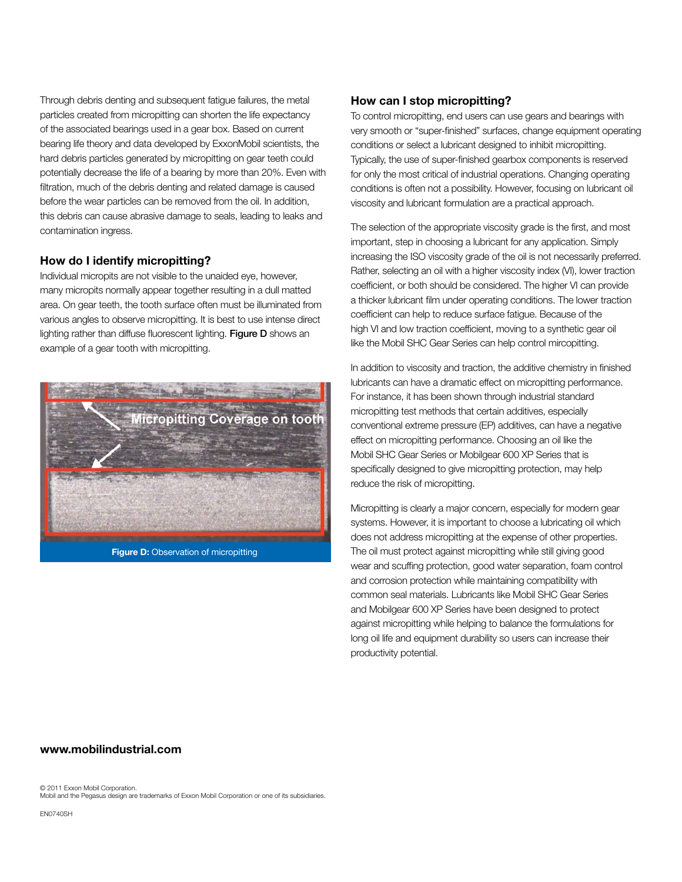Through debris denting and subsequent fatigue failures, the metal particles created from micropitting can shorten the life expectancy of the associated bearings used in a gear box. Based on current bearing life theory and data developed by ExxonMobil scientists, the hard debris particles generated by micropitting on gear teeth could potentially decrease the life of a bearing by more than 20%. Even with filtration, much of the debris denting and related damage is caused before the wear particles can be removed from the oil. In addition, this debris can cause abrasive damage to seals, leading to leaks and contamination ingress.

## How do I identify micropitting?

Individual micropits are not visible to the unaided eye, however, many micropits normally appear together resulting in a dull matted area. On gear teeth, the tooth surface often must be illuminated from various angles to observe micropitting. It is best to use intense direct lighting rather than diffuse fluorescent lighting. **Figure D** shows an example of a gear tooth with micropitting.

Micropitting Coverage on tooth

**Figure D:** Observation of micropitting

## How can I stop micropitting?

To control micropitting, end users can use gears and bearings with very smooth or "super-finished" surfaces, change equipment operating conditions or select a lubricant designed to inhibit micropitting. Typically, the use of super-finished gearbox components is reserved for only the most critical of industrial operations. Changing operating conditions is often not a possibility. However, focusing on lubricant oil viscosity and lubricant formulation are a practical approach.

The selection of the appropriate viscosity grade is the first, and most important, step in choosing a lubricant for any application. Simply increasing the ISO viscosity grade of the oil is not necessarily preferred. Rather, selecting an oil with a higher viscosity index (VI), lower traction coefficient, or both should be considered. The higher VI can provide a thicker lubricant film under operating conditions. The lower traction coefficient can help to reduce surface fatigue. Because of the high VI and low traction coefficient, moving to a synthetic gear oil like the Mobil SHC Gear Series can help control mircopitting.

In addition to viscosity and traction, the additive chemistry in finished lubricants can have a dramatic effect on micropitting performance. For instance, it has been shown through industrial standard micropitting test methods that certain additives, especially conventional extreme pressure (EP) additives, can have a negative effect on micropitting performance. Choosing an oil like the Mobil SHC Gear Series or Mobilgear 600 XP Series that is specifically designed to give micropitting protection, may help reduce the risk of micropitting.

Micropitting is clearly a major concern, especially for modern gear systems. However, it is important to choose a lubricating oil which does not address micropitting at the expense of other properties. The oil must protect against micropitting while still giving good wear and scuffing protection, good water separation, foam control and corrosion protection while maintaining compatibility with common seal materials. Lubricants like Mobil SHC Gear Series and Mobilgear 600 XP Series have been designed to protect against micropitting while helping to balance the formulations for long oil life and equipment durability so users can increase their productivity potential.

**www.mobilindustrial.com**

© 2011 Exxon Mobil Corporation.
Mobil and the Pegasus design are trademarks of Exxon Mobil Corporation or one of its subsidiaries.

EN0740SH